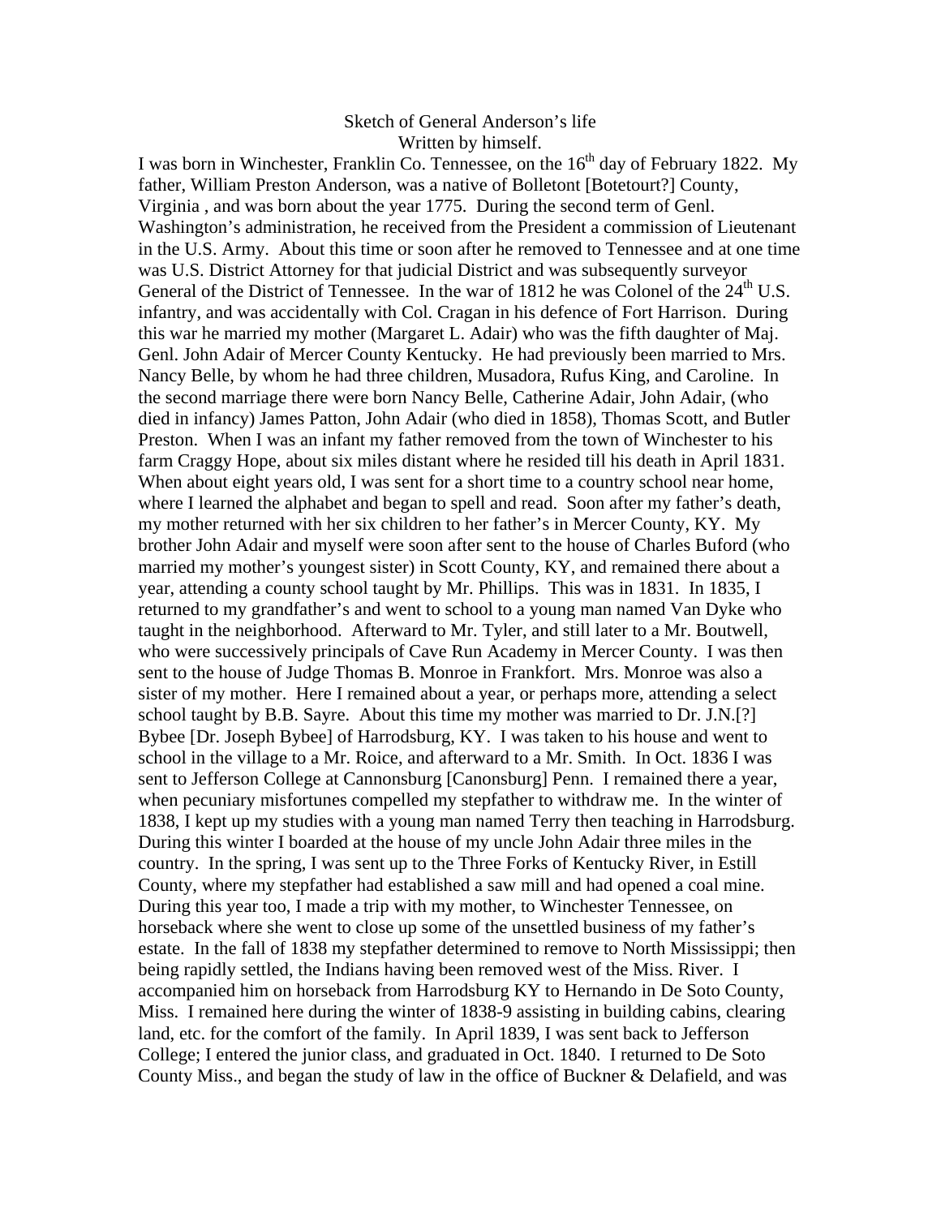Sketch of General Anderson's life
Written by himself.

I was born in Winchester, Franklin Co. Tennessee, on the 16th day of February 1822. My father, William Preston Anderson, was a native of Bolletont [Botetourt?] County, Virginia , and was born about the year 1775. During the second term of Genl. Washington's administration, he received from the President a commission of Lieutenant in the U.S. Army. About this time or soon after he removed to Tennessee and at one time was U.S. District Attorney for that judicial District and was subsequently surveyor General of the District of Tennessee. In the war of 1812 he was Colonel of the 24th U.S. infantry, and was accidentally with Col. Cragan in his defence of Fort Harrison. During this war he married my mother (Margaret L. Adair) who was the fifth daughter of Maj. Genl. John Adair of Mercer County Kentucky. He had previously been married to Mrs. Nancy Belle, by whom he had three children, Musadora, Rufus King, and Caroline. In the second marriage there were born Nancy Belle, Catherine Adair, John Adair, (who died in infancy) James Patton, John Adair (who died in 1858), Thomas Scott, and Butler Preston. When I was an infant my father removed from the town of Winchester to his farm Craggy Hope, about six miles distant where he resided till his death in April 1831. When about eight years old, I was sent for a short time to a country school near home, where I learned the alphabet and began to spell and read. Soon after my father's death, my mother returned with her six children to her father's in Mercer County, KY. My brother John Adair and myself were soon after sent to the house of Charles Buford (who married my mother's youngest sister) in Scott County, KY, and remained there about a year, attending a county school taught by Mr. Phillips. This was in 1831. In 1835, I returned to my grandfather's and went to school to a young man named Van Dyke who taught in the neighborhood. Afterward to Mr. Tyler, and still later to a Mr. Boutwell, who were successively principals of Cave Run Academy in Mercer County. I was then sent to the house of Judge Thomas B. Monroe in Frankfort. Mrs. Monroe was also a sister of my mother. Here I remained about a year, or perhaps more, attending a select school taught by B.B. Sayre. About this time my mother was married to Dr. J.N.[?] Bybee [Dr. Joseph Bybee] of Harrodsburg, KY. I was taken to his house and went to school in the village to a Mr. Roice, and afterward to a Mr. Smith. In Oct. 1836 I was sent to Jefferson College at Cannonsburg [Canonsburg] Penn. I remained there a year, when pecuniary misfortunes compelled my stepfather to withdraw me. In the winter of 1838, I kept up my studies with a young man named Terry then teaching in Harrodsburg. During this winter I boarded at the house of my uncle John Adair three miles in the country. In the spring, I was sent up to the Three Forks of Kentucky River, in Estill County, where my stepfather had established a saw mill and had opened a coal mine. During this year too, I made a trip with my mother, to Winchester Tennessee, on horseback where she went to close up some of the unsettled business of my father's estate. In the fall of 1838 my stepfather determined to remove to North Mississippi; then being rapidly settled, the Indians having been removed west of the Miss. River. I accompanied him on horseback from Harrodsburg KY to Hernando in De Soto County, Miss. I remained here during the winter of 1838-9 assisting in building cabins, clearing land, etc. for the comfort of the family. In April 1839, I was sent back to Jefferson College; I entered the junior class, and graduated in Oct. 1840. I returned to De Soto County Miss., and began the study of law in the office of Buckner & Delafield, and was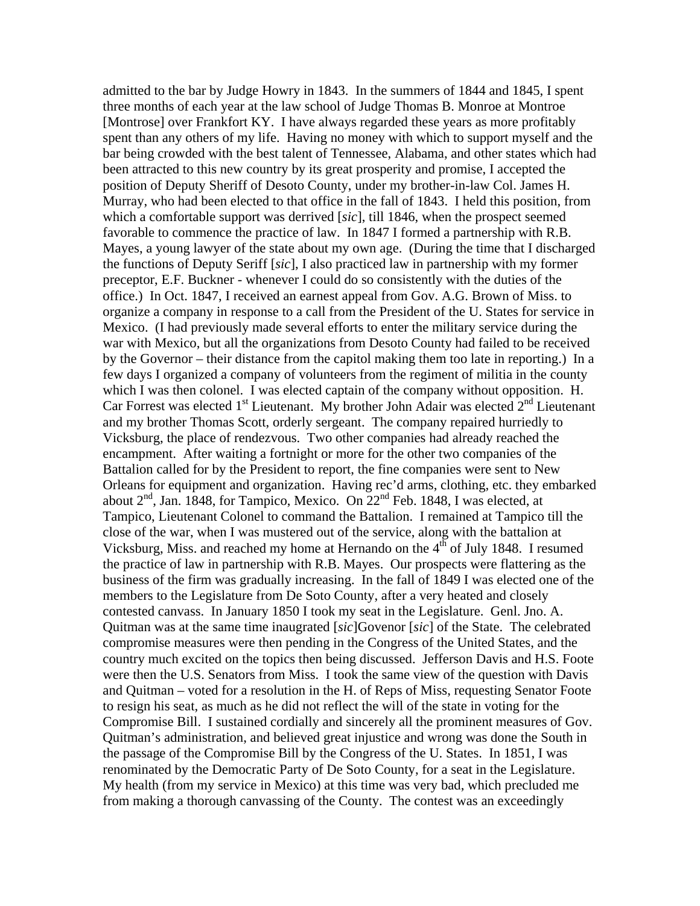admitted to the bar by Judge Howry in 1843. In the summers of 1844 and 1845, I spent three months of each year at the law school of Judge Thomas B. Monroe at Montroe [Montrose] over Frankfort KY. I have always regarded these years as more profitably spent than any others of my life. Having no money with which to support myself and the bar being crowded with the best talent of Tennessee, Alabama, and other states which had been attracted to this new country by its great prosperity and promise, I accepted the position of Deputy Sheriff of Desoto County, under my brother-in-law Col. James H. Murray, who had been elected to that office in the fall of 1843. I held this position, from which a comfortable support was derrived [*sic*], till 1846, when the prospect seemed favorable to commence the practice of law. In 1847 I formed a partnership with R.B. Mayes, a young lawyer of the state about my own age. (During the time that I discharged the functions of Deputy Seriff [*sic*], I also practiced law in partnership with my former preceptor, E.F. Buckner - whenever I could do so consistently with the duties of the office.) In Oct. 1847, I received an earnest appeal from Gov. A.G. Brown of Miss. to organize a company in response to a call from the President of the U. States for service in Mexico. (I had previously made several efforts to enter the military service during the war with Mexico, but all the organizations from Desoto County had failed to be received by the Governor – their distance from the capitol making them too late in reporting.) In a few days I organized a company of volunteers from the regiment of militia in the county which I was then colonel. I was elected captain of the company without opposition. H. Car Forrest was elected 1st Lieutenant. My brother John Adair was elected 2nd Lieutenant and my brother Thomas Scott, orderly sergeant. The company repaired hurriedly to Vicksburg, the place of rendezvous. Two other companies had already reached the encampment. After waiting a fortnight or more for the other two companies of the Battalion called for by the President to report, the fine companies were sent to New Orleans for equipment and organization. Having rec'd arms, clothing, etc. they embarked about 2nd, Jan. 1848, for Tampico, Mexico. On 22nd Feb. 1848, I was elected, at Tampico, Lieutenant Colonel to command the Battalion. I remained at Tampico till the close of the war, when I was mustered out of the service, along with the battalion at Vicksburg, Miss. and reached my home at Hernando on the 4th of July 1848. I resumed the practice of law in partnership with R.B. Mayes. Our prospects were flattering as the business of the firm was gradually increasing. In the fall of 1849 I was elected one of the members to the Legislature from De Soto County, after a very heated and closely contested canvass. In January 1850 I took my seat in the Legislature. Genl. Jno. A. Quitman was at the same time inaugrated [*sic*]Govenor [*sic*] of the State. The celebrated compromise measures were then pending in the Congress of the United States, and the country much excited on the topics then being discussed. Jefferson Davis and H.S. Foote were then the U.S. Senators from Miss. I took the same view of the question with Davis and Quitman – voted for a resolution in the H. of Reps of Miss, requesting Senator Foote to resign his seat, as much as he did not reflect the will of the state in voting for the Compromise Bill. I sustained cordially and sincerely all the prominent measures of Gov. Quitman's administration, and believed great injustice and wrong was done the South in the passage of the Compromise Bill by the Congress of the U. States. In 1851, I was renominated by the Democratic Party of De Soto County, for a seat in the Legislature. My health (from my service in Mexico) at this time was very bad, which precluded me from making a thorough canvassing of the County. The contest was an exceedingly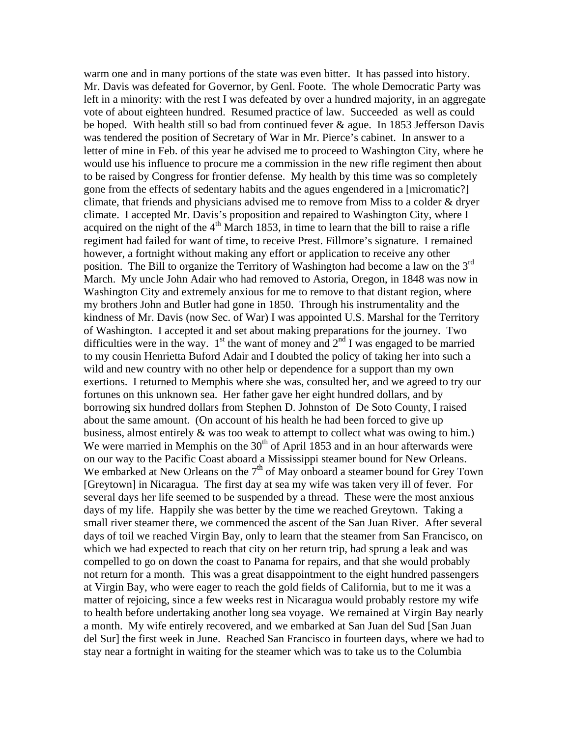warm one and in many portions of the state was even bitter. It has passed into history. Mr. Davis was defeated for Governor, by Genl. Foote. The whole Democratic Party was left in a minority: with the rest I was defeated by over a hundred majority, in an aggregate vote of about eighteen hundred. Resumed practice of law. Succeeded as well as could be hoped. With health still so bad from continued fever & ague. In 1853 Jefferson Davis was tendered the position of Secretary of War in Mr. Pierce's cabinet. In answer to a letter of mine in Feb. of this year he advised me to proceed to Washington City, where he would use his influence to procure me a commission in the new rifle regiment then about to be raised by Congress for frontier defense. My health by this time was so completely gone from the effects of sedentary habits and the agues engendered in a [micromatic?] climate, that friends and physicians advised me to remove from Miss to a colder & dryer climate. I accepted Mr. Davis's proposition and repaired to Washington City, where I acquired on the night of the 4th March 1853, in time to learn that the bill to raise a rifle regiment had failed for want of time, to receive Prest. Fillmore's signature. I remained however, a fortnight without making any effort or application to receive any other position. The Bill to organize the Territory of Washington had become a law on the 3rd March. My uncle John Adair who had removed to Astoria, Oregon, in 1848 was now in Washington City and extremely anxious for me to remove to that distant region, where my brothers John and Butler had gone in 1850. Through his instrumentality and the kindness of Mr. Davis (now Sec. of War) I was appointed U.S. Marshal for the Territory of Washington. I accepted it and set about making preparations for the journey. Two difficulties were in the way. 1st the want of money and 2nd I was engaged to be married to my cousin Henrietta Buford Adair and I doubted the policy of taking her into such a wild and new country with no other help or dependence for a support than my own exertions. I returned to Memphis where she was, consulted her, and we agreed to try our fortunes on this unknown sea. Her father gave her eight hundred dollars, and by borrowing six hundred dollars from Stephen D. Johnston of De Soto County, I raised about the same amount. (On account of his health he had been forced to give up business, almost entirely & was too weak to attempt to collect what was owing to him.) We were married in Memphis on the 30th of April 1853 and in an hour afterwards were on our way to the Pacific Coast aboard a Mississippi steamer bound for New Orleans. We embarked at New Orleans on the 7th of May onboard a steamer bound for Grey Town [Greytown] in Nicaragua. The first day at sea my wife was taken very ill of fever. For several days her life seemed to be suspended by a thread. These were the most anxious days of my life. Happily she was better by the time we reached Greytown. Taking a small river steamer there, we commenced the ascent of the San Juan River. After several days of toil we reached Virgin Bay, only to learn that the steamer from San Francisco, on which we had expected to reach that city on her return trip, had sprung a leak and was compelled to go on down the coast to Panama for repairs, and that she would probably not return for a month. This was a great disappointment to the eight hundred passengers at Virgin Bay, who were eager to reach the gold fields of California, but to me it was a matter of rejoicing, since a few weeks rest in Nicaragua would probably restore my wife to health before undertaking another long sea voyage. We remained at Virgin Bay nearly a month. My wife entirely recovered, and we embarked at San Juan del Sud [San Juan del Sur] the first week in June. Reached San Francisco in fourteen days, where we had to stay near a fortnight in waiting for the steamer which was to take us to the Columbia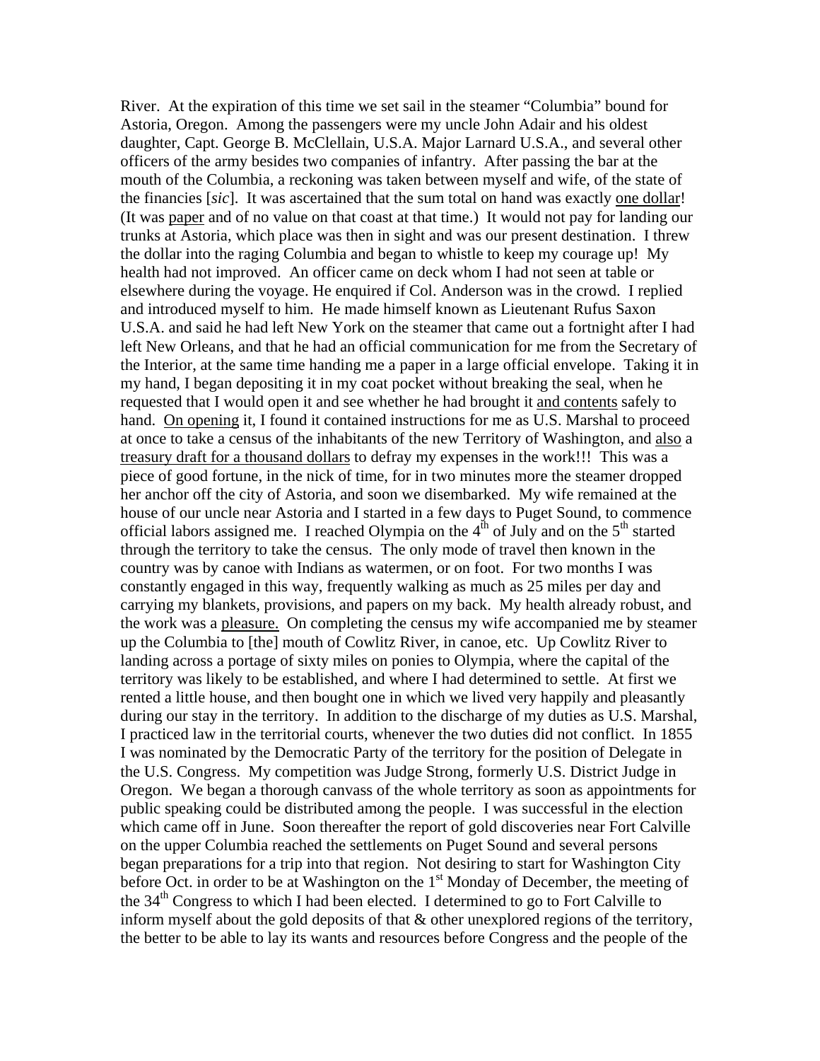River. At the expiration of this time we set sail in the steamer "Columbia" bound for Astoria, Oregon. Among the passengers were my uncle John Adair and his oldest daughter, Capt. George B. McClellain, U.S.A. Major Larnard U.S.A., and several other officers of the army besides two companies of infantry. After passing the bar at the mouth of the Columbia, a reckoning was taken between myself and wife, of the state of the financies [*sic*]. It was ascertained that the sum total on hand was exactly <u>one dollar</u>! (It was <u>paper</u> and of no value on that coast at that time.) It would not pay for landing our trunks at Astoria, which place was then in sight and was our present destination. I threw the dollar into the raging Columbia and began to whistle to keep my courage up! My health had not improved. An officer came on deck whom I had not seen at table or elsewhere during the voyage. He enquired if Col. Anderson was in the crowd. I replied and introduced myself to him. He made himself known as Lieutenant Rufus Saxon U.S.A. and said he had left New York on the steamer that came out a fortnight after I had left New Orleans, and that he had an official communication for me from the Secretary of the Interior, at the same time handing me a paper in a large official envelope. Taking it in my hand, I began depositing it in my coat pocket without breaking the seal, when he requested that I would open it and see whether he had brought it <u>and contents</u> safely to hand. <u>On opening</u> it, I found it contained instructions for me as U.S. Marshal to proceed at once to take a census of the inhabitants of the new Territory of Washington, and <u>also</u> a <u>treasury draft for a thousand dollars</u> to defray my expenses in the work!!! This was a piece of good fortune, in the nick of time, for in two minutes more the steamer dropped her anchor off the city of Astoria, and soon we disembarked. My wife remained at the house of our uncle near Astoria and I started in a few days to Puget Sound, to commence official labors assigned me. I reached Olympia on the 4th of July and on the 5th started through the territory to take the census. The only mode of travel then known in the country was by canoe with Indians as watermen, or on foot. For two months I was constantly engaged in this way, frequently walking as much as 25 miles per day and carrying my blankets, provisions, and papers on my back. My health already robust, and the work was a <u>pleasure.</u> On completing the census my wife accompanied me by steamer up the Columbia to [the] mouth of Cowlitz River, in canoe, etc. Up Cowlitz River to landing across a portage of sixty miles on ponies to Olympia, where the capital of the territory was likely to be established, and where I had determined to settle. At first we rented a little house, and then bought one in which we lived very happily and pleasantly during our stay in the territory. In addition to the discharge of my duties as U.S. Marshal, I practiced law in the territorial courts, whenever the two duties did not conflict. In 1855 I was nominated by the Democratic Party of the territory for the position of Delegate in the U.S. Congress. My competition was Judge Strong, formerly U.S. District Judge in Oregon. We began a thorough canvass of the whole territory as soon as appointments for public speaking could be distributed among the people. I was successful in the election which came off in June. Soon thereafter the report of gold discoveries near Fort Calville on the upper Columbia reached the settlements on Puget Sound and several persons began preparations for a trip into that region. Not desiring to start for Washington City before Oct. in order to be at Washington on the 1st Monday of December, the meeting of the 34th Congress to which I had been elected. I determined to go to Fort Calville to inform myself about the gold deposits of that & other unexplored regions of the territory, the better to be able to lay its wants and resources before Congress and the people of the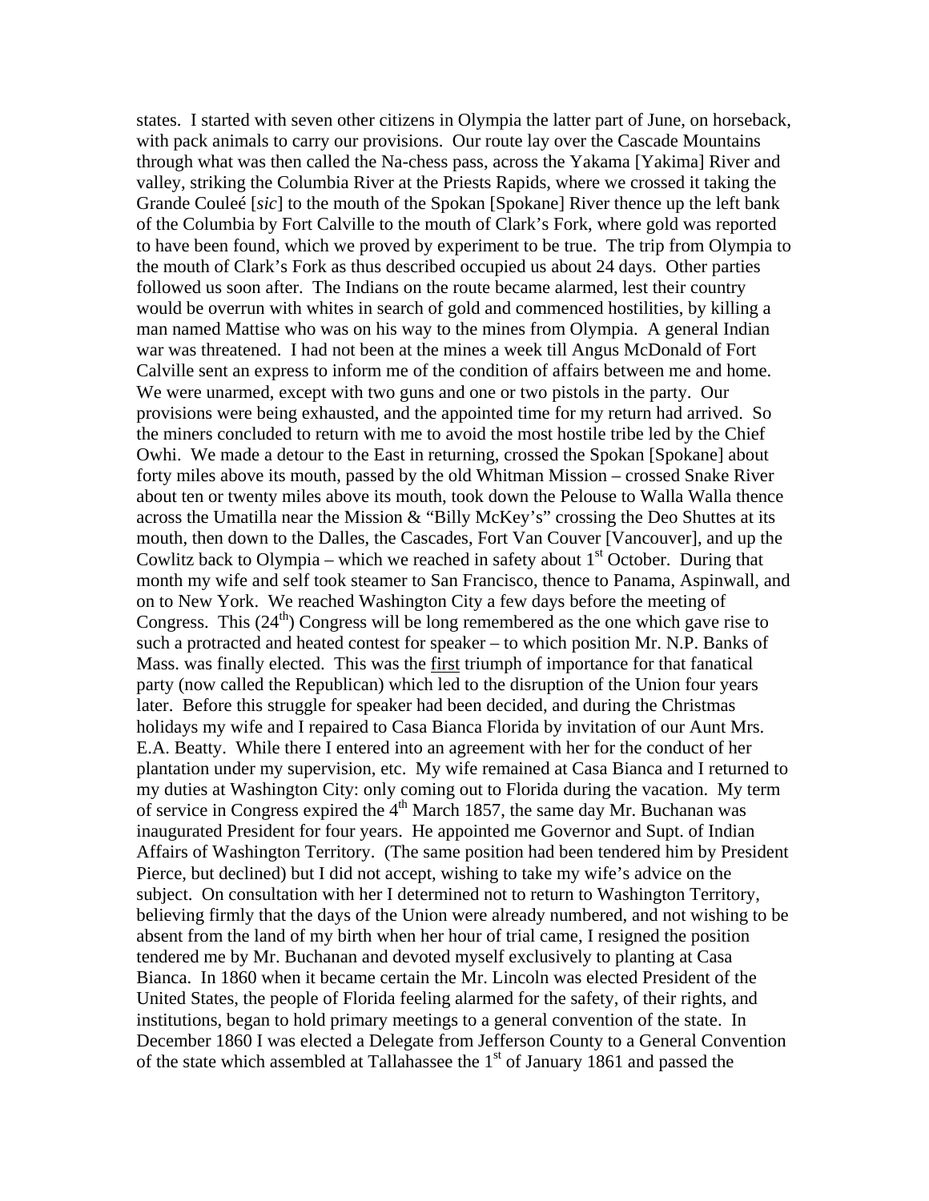states. I started with seven other citizens in Olympia the latter part of June, on horseback, with pack animals to carry our provisions. Our route lay over the Cascade Mountains through what was then called the Na-chess pass, across the Yakama [Yakima] River and valley, striking the Columbia River at the Priests Rapids, where we crossed it taking the Grande Couleé [*sic*] to the mouth of the Spokan [Spokane] River thence up the left bank of the Columbia by Fort Calville to the mouth of Clark's Fork, where gold was reported to have been found, which we proved by experiment to be true. The trip from Olympia to the mouth of Clark's Fork as thus described occupied us about 24 days. Other parties followed us soon after. The Indians on the route became alarmed, lest their country would be overrun with whites in search of gold and commenced hostilities, by killing a man named Mattise who was on his way to the mines from Olympia. A general Indian war was threatened. I had not been at the mines a week till Angus McDonald of Fort Calville sent an express to inform me of the condition of affairs between me and home. We were unarmed, except with two guns and one or two pistols in the party. Our provisions were being exhausted, and the appointed time for my return had arrived. So the miners concluded to return with me to avoid the most hostile tribe led by the Chief Owhi. We made a detour to the East in returning, crossed the Spokan [Spokane] about forty miles above its mouth, passed by the old Whitman Mission – crossed Snake River about ten or twenty miles above its mouth, took down the Pelouse to Walla Walla thence across the Umatilla near the Mission & "Billy McKey's" crossing the Deo Shuttes at its mouth, then down to the Dalles, the Cascades, Fort Van Couver [Vancouver], and up the Cowlitz back to Olympia – which we reached in safety about 1st October. During that month my wife and self took steamer to San Francisco, thence to Panama, Aspinwall, and on to New York. We reached Washington City a few days before the meeting of Congress. This (24th) Congress will be long remembered as the one which gave rise to such a protracted and heated contest for speaker – to which position Mr. N.P. Banks of Mass. was finally elected. This was the <u>first</u> triumph of importance for that fanatical party (now called the Republican) which led to the disruption of the Union four years later. Before this struggle for speaker had been decided, and during the Christmas holidays my wife and I repaired to Casa Bianca Florida by invitation of our Aunt Mrs. E.A. Beatty. While there I entered into an agreement with her for the conduct of her plantation under my supervision, etc. My wife remained at Casa Bianca and I returned to my duties at Washington City: only coming out to Florida during the vacation. My term of service in Congress expired the 4th March 1857, the same day Mr. Buchanan was inaugurated President for four years. He appointed me Governor and Supt. of Indian Affairs of Washington Territory. (The same position had been tendered him by President Pierce, but declined) but I did not accept, wishing to take my wife's advice on the subject. On consultation with her I determined not to return to Washington Territory, believing firmly that the days of the Union were already numbered, and not wishing to be absent from the land of my birth when her hour of trial came, I resigned the position tendered me by Mr. Buchanan and devoted myself exclusively to planting at Casa Bianca. In 1860 when it became certain the Mr. Lincoln was elected President of the United States, the people of Florida feeling alarmed for the safety, of their rights, and institutions, began to hold primary meetings to a general convention of the state. In December 1860 I was elected a Delegate from Jefferson County to a General Convention of the state which assembled at Tallahassee the 1st of January 1861 and passed the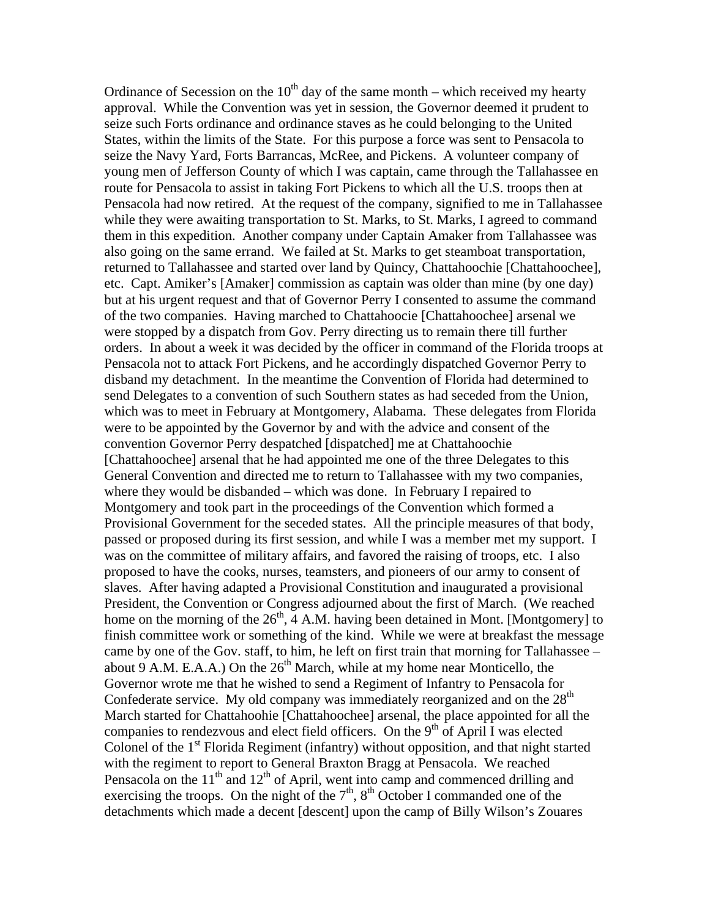Ordinance of Secession on the 10th day of the same month – which received my hearty approval. While the Convention was yet in session, the Governor deemed it prudent to seize such Forts ordinance and ordinance staves as he could belonging to the United States, within the limits of the State. For this purpose a force was sent to Pensacola to seize the Navy Yard, Forts Barrancas, McRee, and Pickens. A volunteer company of young men of Jefferson County of which I was captain, came through the Tallahassee en route for Pensacola to assist in taking Fort Pickens to which all the U.S. troops then at Pensacola had now retired. At the request of the company, signified to me in Tallahassee while they were awaiting transportation to St. Marks, to St. Marks, I agreed to command them in this expedition. Another company under Captain Amaker from Tallahassee was also going on the same errand. We failed at St. Marks to get steamboat transportation, returned to Tallahassee and started over land by Quincy, Chattahoochie [Chattahoochee], etc. Capt. Amiker's [Amaker] commission as captain was older than mine (by one day) but at his urgent request and that of Governor Perry I consented to assume the command of the two companies. Having marched to Chattahoocie [Chattahoochee] arsenal we were stopped by a dispatch from Gov. Perry directing us to remain there till further orders. In about a week it was decided by the officer in command of the Florida troops at Pensacola not to attack Fort Pickens, and he accordingly dispatched Governor Perry to disband my detachment. In the meantime the Convention of Florida had determined to send Delegates to a convention of such Southern states as had seceded from the Union, which was to meet in February at Montgomery, Alabama. These delegates from Florida were to be appointed by the Governor by and with the advice and consent of the convention Governor Perry despatched [dispatched] me at Chattahoochie [Chattahoochee] arsenal that he had appointed me one of the three Delegates to this General Convention and directed me to return to Tallahassee with my two companies, where they would be disbanded – which was done. In February I repaired to Montgomery and took part in the proceedings of the Convention which formed a Provisional Government for the seceded states. All the principle measures of that body, passed or proposed during its first session, and while I was a member met my support. I was on the committee of military affairs, and favored the raising of troops, etc. I also proposed to have the cooks, nurses, teamsters, and pioneers of our army to consent of slaves. After having adapted a Provisional Constitution and inaugurated a provisional President, the Convention or Congress adjourned about the first of March. (We reached home on the morning of the 26th, 4 A.M. having been detained in Mont. [Montgomery] to finish committee work or something of the kind. While we were at breakfast the message came by one of the Gov. staff, to him, he left on first train that morning for Tallahassee – about 9 A.M. E.A.A.) On the 26th March, while at my home near Monticello, the Governor wrote me that he wished to send a Regiment of Infantry to Pensacola for Confederate service. My old company was immediately reorganized and on the 28th March started for Chattahoohie [Chattahoochee] arsenal, the place appointed for all the companies to rendezvous and elect field officers. On the 9th of April I was elected Colonel of the 1st Florida Regiment (infantry) without opposition, and that night started with the regiment to report to General Braxton Bragg at Pensacola. We reached Pensacola on the 11th and 12th of April, went into camp and commenced drilling and exercising the troops. On the night of the 7th, 8th October I commanded one of the detachments which made a decent [descent] upon the camp of Billy Wilson's Zouares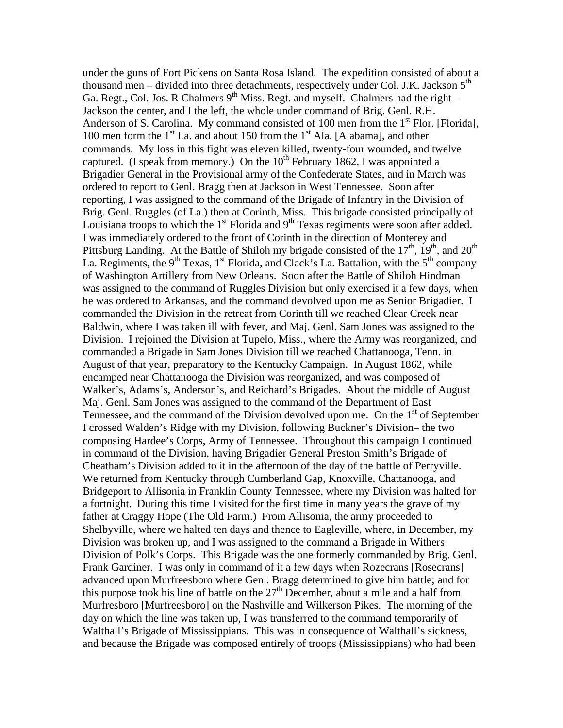under the guns of Fort Pickens on Santa Rosa Island. The expedition consisted of about a thousand men – divided into three detachments, respectively under Col. J.K. Jackson 5th Ga. Regt., Col. Jos. R Chalmers 9th Miss. Regt. and myself. Chalmers had the right – Jackson the center, and I the left, the whole under command of Brig. Genl. R.H. Anderson of S. Carolina. My command consisted of 100 men from the 1st Flor. [Florida], 100 men form the 1st La. and about 150 from the 1st Ala. [Alabama], and other commands. My loss in this fight was eleven killed, twenty-four wounded, and twelve captured. (I speak from memory.) On the 10th February 1862, I was appointed a Brigadier General in the Provisional army of the Confederate States, and in March was ordered to report to Genl. Bragg then at Jackson in West Tennessee. Soon after reporting, I was assigned to the command of the Brigade of Infantry in the Division of Brig. Genl. Ruggles (of La.) then at Corinth, Miss. This brigade consisted principally of Louisiana troops to which the 1st Florida and 9th Texas regiments were soon after added. I was immediately ordered to the front of Corinth in the direction of Monterey and Pittsburg Landing. At the Battle of Shiloh my brigade consisted of the 17th, 19th, and 20th La. Regiments, the 9th Texas, 1st Florida, and Clack's La. Battalion, with the 5th company of Washington Artillery from New Orleans. Soon after the Battle of Shiloh Hindman was assigned to the command of Ruggles Division but only exercised it a few days, when he was ordered to Arkansas, and the command devolved upon me as Senior Brigadier. I commanded the Division in the retreat from Corinth till we reached Clear Creek near Baldwin, where I was taken ill with fever, and Maj. Genl. Sam Jones was assigned to the Division. I rejoined the Division at Tupelo, Miss., where the Army was reorganized, and commanded a Brigade in Sam Jones Division till we reached Chattanooga, Tenn. in August of that year, preparatory to the Kentucky Campaign. In August 1862, while encamped near Chattanooga the Division was reorganized, and was composed of Walker's, Adams's, Anderson's, and Reichard's Brigades. About the middle of August Maj. Genl. Sam Jones was assigned to the command of the Department of East Tennessee, and the command of the Division devolved upon me. On the 1st of September I crossed Walden's Ridge with my Division, following Buckner's Division– the two composing Hardee's Corps, Army of Tennessee. Throughout this campaign I continued in command of the Division, having Brigadier General Preston Smith's Brigade of Cheatham's Division added to it in the afternoon of the day of the battle of Perryville. We returned from Kentucky through Cumberland Gap, Knoxville, Chattanooga, and Bridgeport to Allisonia in Franklin County Tennessee, where my Division was halted for a fortnight. During this time I visited for the first time in many years the grave of my father at Craggy Hope (The Old Farm.) From Allisonia, the army proceeded to Shelbyville, where we halted ten days and thence to Eagleville, where, in December, my Division was broken up, and I was assigned to the command a Brigade in Withers Division of Polk's Corps. This Brigade was the one formerly commanded by Brig. Genl. Frank Gardiner. I was only in command of it a few days when Rozecrans [Rosecrans] advanced upon Murfreesboro where Genl. Bragg determined to give him battle; and for this purpose took his line of battle on the 27th December, about a mile and a half from Murfresboro [Murfreesboro] on the Nashville and Wilkerson Pikes. The morning of the day on which the line was taken up, I was transferred to the command temporarily of Walthall's Brigade of Mississippians. This was in consequence of Walthall's sickness, and because the Brigade was composed entirely of troops (Mississippians) who had been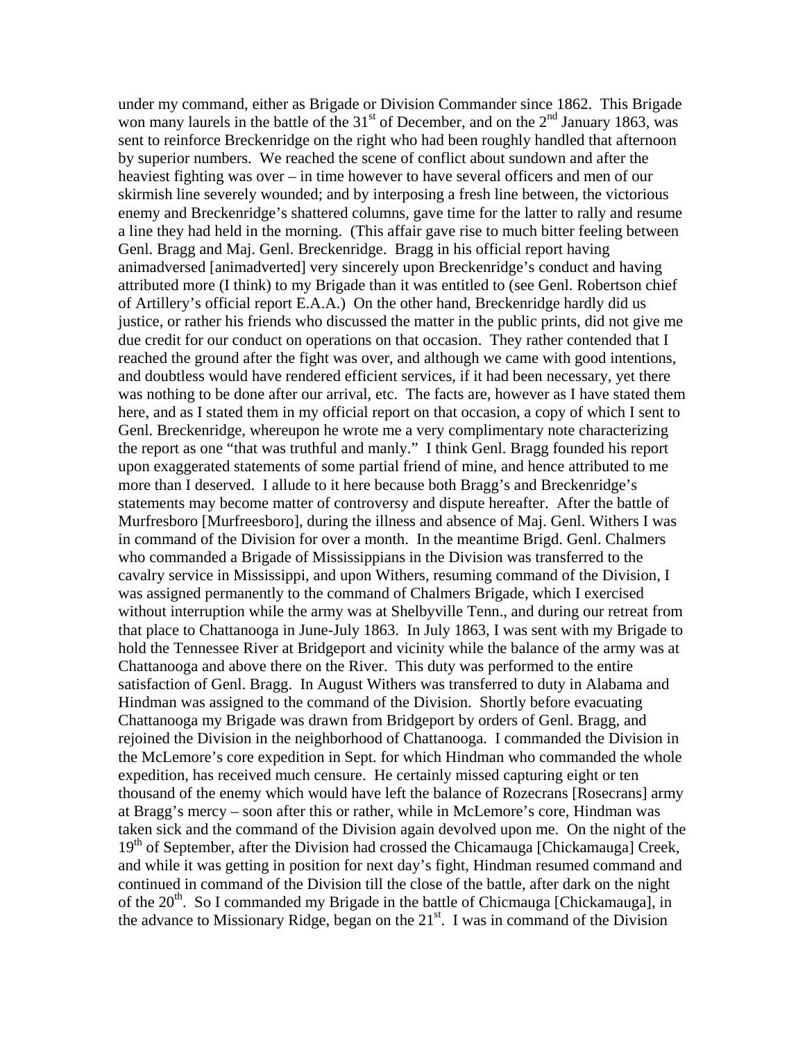under my command, either as Brigade or Division Commander since 1862. This Brigade won many laurels in the battle of the 31st of December, and on the 2nd January 1863, was sent to reinforce Breckenridge on the right who had been roughly handled that afternoon by superior numbers. We reached the scene of conflict about sundown and after the heaviest fighting was over – in time however to have several officers and men of our skirmish line severely wounded; and by interposing a fresh line between, the victorious enemy and Breckenridge's shattered columns, gave time for the latter to rally and resume a line they had held in the morning. (This affair gave rise to much bitter feeling between Genl. Bragg and Maj. Genl. Breckenridge. Bragg in his official report having animadversed [animadverted] very sincerely upon Breckenridge's conduct and having attributed more (I think) to my Brigade than it was entitled to (see Genl. Robertson chief of Artillery's official report E.A.A.) On the other hand, Breckenridge hardly did us justice, or rather his friends who discussed the matter in the public prints, did not give me due credit for our conduct on operations on that occasion. They rather contended that I reached the ground after the fight was over, and although we came with good intentions, and doubtless would have rendered efficient services, if it had been necessary, yet there was nothing to be done after our arrival, etc. The facts are, however as I have stated them here, and as I stated them in my official report on that occasion, a copy of which I sent to Genl. Breckenridge, whereupon he wrote me a very complimentary note characterizing the report as one "that was truthful and manly." I think Genl. Bragg founded his report upon exaggerated statements of some partial friend of mine, and hence attributed to me more than I deserved. I allude to it here because both Bragg's and Breckenridge's statements may become matter of controversy and dispute hereafter. After the battle of Murfresboro [Murfreesboro], during the illness and absence of Maj. Genl. Withers I was in command of the Division for over a month. In the meantime Brigd. Genl. Chalmers who commanded a Brigade of Mississippians in the Division was transferred to the cavalry service in Mississippi, and upon Withers, resuming command of the Division, I was assigned permanently to the command of Chalmers Brigade, which I exercised without interruption while the army was at Shelbyville Tenn., and during our retreat from that place to Chattanooga in June-July 1863. In July 1863, I was sent with my Brigade to hold the Tennessee River at Bridgeport and vicinity while the balance of the army was at Chattanooga and above there on the River. This duty was performed to the entire satisfaction of Genl. Bragg. In August Withers was transferred to duty in Alabama and Hindman was assigned to the command of the Division. Shortly before evacuating Chattanooga my Brigade was drawn from Bridgeport by orders of Genl. Bragg, and rejoined the Division in the neighborhood of Chattanooga. I commanded the Division in the McLemore's core expedition in Sept. for which Hindman who commanded the whole expedition, has received much censure. He certainly missed capturing eight or ten thousand of the enemy which would have left the balance of Rozecrans [Rosecrans] army at Bragg's mercy – soon after this or rather, while in McLemore's core, Hindman was taken sick and the command of the Division again devolved upon me. On the night of the 19th of September, after the Division had crossed the Chicamauga [Chickamauga] Creek, and while it was getting in position for next day's fight, Hindman resumed command and continued in command of the Division till the close of the battle, after dark on the night of the 20th. So I commanded my Brigade in the battle of Chicmauga [Chickamauga], in the advance to Missionary Ridge, began on the 21st. I was in command of the Division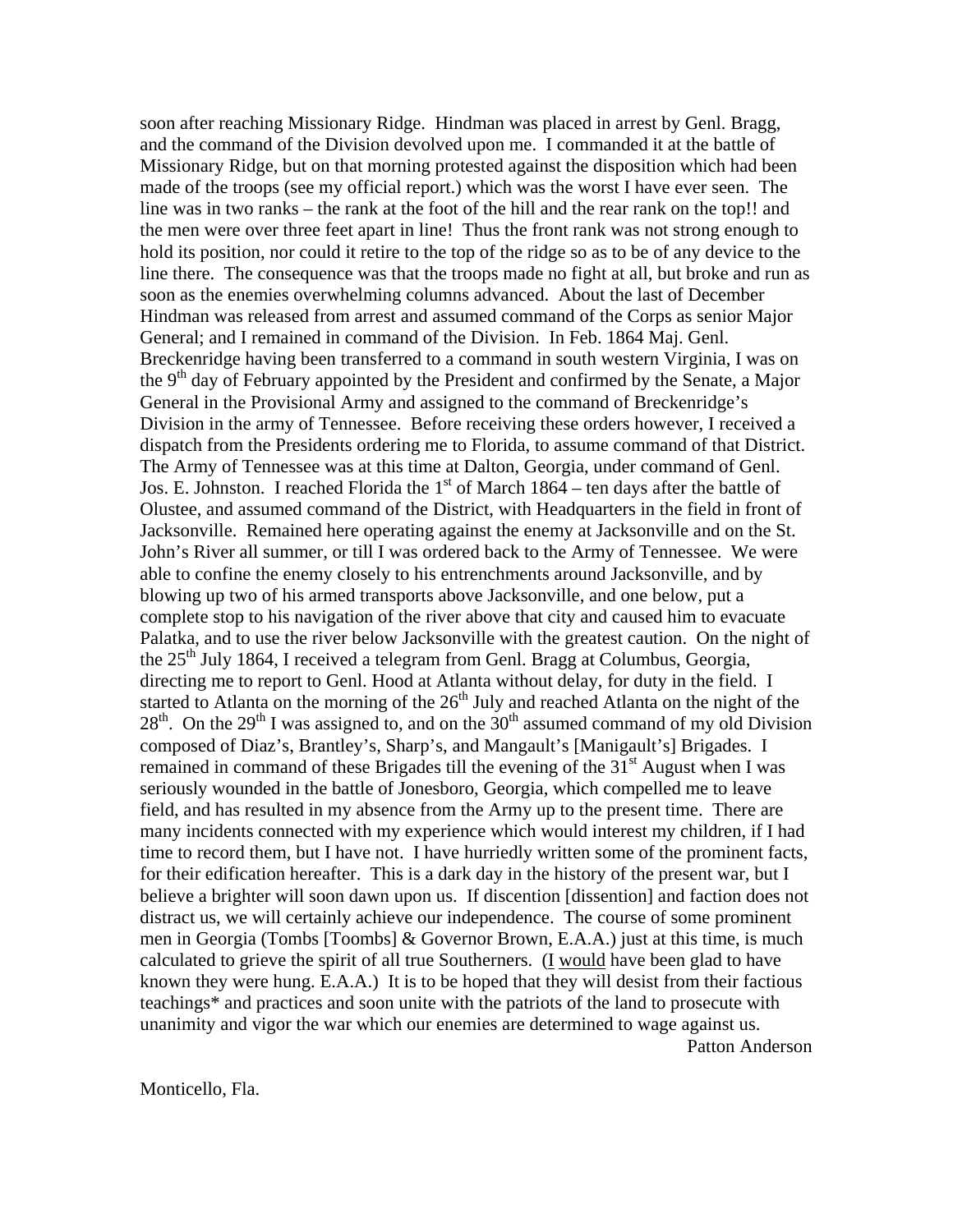soon after reaching Missionary Ridge. Hindman was placed in arrest by Genl. Bragg, and the command of the Division devolved upon me. I commanded it at the battle of Missionary Ridge, but on that morning protested against the disposition which had been made of the troops (see my official report.) which was the worst I have ever seen. The line was in two ranks – the rank at the foot of the hill and the rear rank on the top!! and the men were over three feet apart in line! Thus the front rank was not strong enough to hold its position, nor could it retire to the top of the ridge so as to be of any device to the line there. The consequence was that the troops made no fight at all, but broke and run as soon as the enemies overwhelming columns advanced. About the last of December Hindman was released from arrest and assumed command of the Corps as senior Major General; and I remained in command of the Division. In Feb. 1864 Maj. Genl. Breckenridge having been transferred to a command in south western Virginia, I was on the 9th day of February appointed by the President and confirmed by the Senate, a Major General in the Provisional Army and assigned to the command of Breckenridge's Division in the army of Tennessee. Before receiving these orders however, I received a dispatch from the Presidents ordering me to Florida, to assume command of that District. The Army of Tennessee was at this time at Dalton, Georgia, under command of Genl. Jos. E. Johnston. I reached Florida the 1st of March 1864 – ten days after the battle of Olustee, and assumed command of the District, with Headquarters in the field in front of Jacksonville. Remained here operating against the enemy at Jacksonville and on the St. John's River all summer, or till I was ordered back to the Army of Tennessee. We were able to confine the enemy closely to his entrenchments around Jacksonville, and by blowing up two of his armed transports above Jacksonville, and one below, put a complete stop to his navigation of the river above that city and caused him to evacuate Palatka, and to use the river below Jacksonville with the greatest caution. On the night of the 25th July 1864, I received a telegram from Genl. Bragg at Columbus, Georgia, directing me to report to Genl. Hood at Atlanta without delay, for duty in the field. I started to Atlanta on the morning of the 26th July and reached Atlanta on the night of the 28th. On the 29th I was assigned to, and on the 30th assumed command of my old Division composed of Diaz's, Brantley's, Sharp's, and Mangault's [Manigault's] Brigades. I remained in command of these Brigades till the evening of the 31st August when I was seriously wounded in the battle of Jonesboro, Georgia, which compelled me to leave field, and has resulted in my absence from the Army up to the present time. There are many incidents connected with my experience which would interest my children, if I had time to record them, but I have not. I have hurriedly written some of the prominent facts, for their edification hereafter. This is a dark day in the history of the present war, but I believe a brighter will soon dawn upon us. If discention [dissention] and faction does not distract us, we will certainly achieve our independence. The course of some prominent men in Georgia (Tombs [Toombs] & Governor Brown, E.A.A.) just at this time, is much calculated to grieve the spirit of all true Southerners. (I <u>would</u> have been glad to have known they were hung. E.A.A.) It is to be hoped that they will desist from their factious teachings* and practices and soon unite with the patriots of the land to prosecute with unanimity and vigor the war which our enemies are determined to wage against us.

Patton Anderson

Monticello, Fla.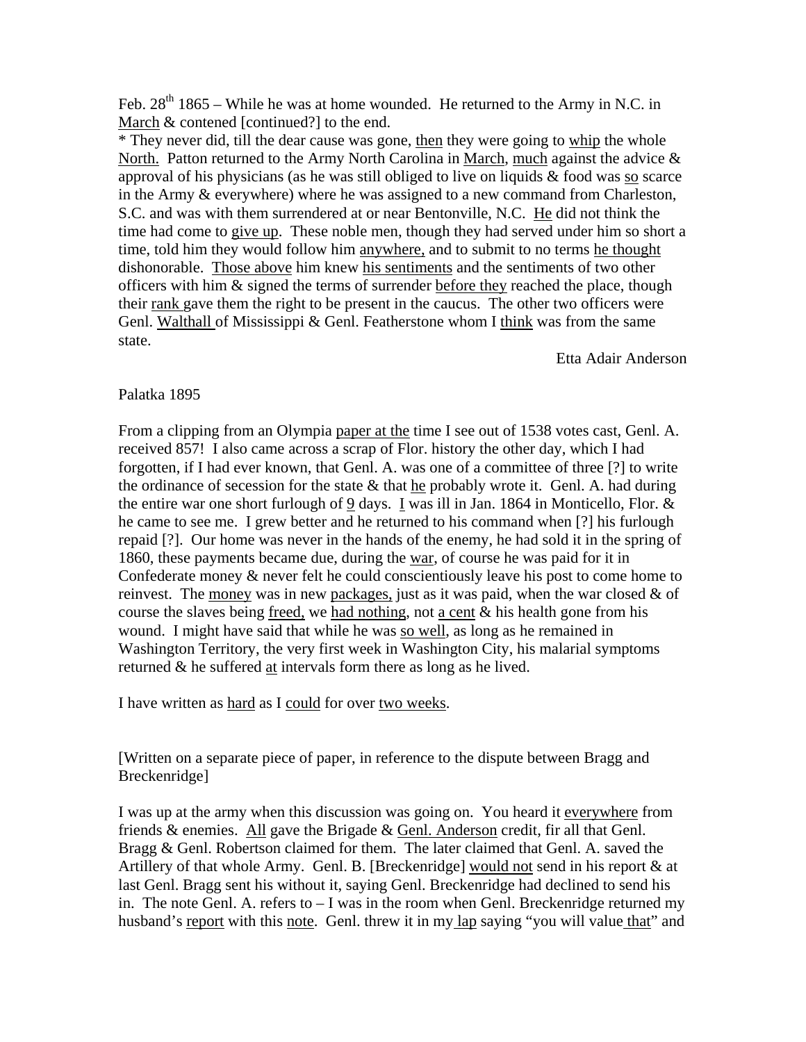Feb. 28th 1865 – While he was at home wounded. He returned to the Army in N.C. in March & contened [continued?] to the end.

* They never did, till the dear cause was gone, then they were going to whip the whole North. Patton returned to the Army North Carolina in March, much against the advice & approval of his physicians (as he was still obliged to live on liquids & food was so scarce in the Army & everywhere) where he was assigned to a new command from Charleston, S.C. and was with them surrendered at or near Bentonville, N.C. He did not think the time had come to give up. These noble men, though they had served under him so short a time, told him they would follow him anywhere, and to submit to no terms he thought dishonorable. Those above him knew his sentiments and the sentiments of two other officers with him & signed the terms of surrender before they reached the place, though their rank gave them the right to be present in the caucus. The other two officers were Genl. Walthall of Mississippi & Genl. Featherstone whom I think was from the same state.

Etta Adair Anderson

Palatka 1895

From a clipping from an Olympia paper at the time I see out of 1538 votes cast, Genl. A. received 857! I also came across a scrap of Flor. history the other day, which I had forgotten, if I had ever known, that Genl. A. was one of a committee of three [?] to write the ordinance of secession for the state & that he probably wrote it. Genl. A. had during the entire war one short furlough of 9 days. I was ill in Jan. 1864 in Monticello, Flor. & he came to see me. I grew better and he returned to his command when [?] his furlough repaid [?]. Our home was never in the hands of the enemy, he had sold it in the spring of 1860, these payments became due, during the war, of course he was paid for it in Confederate money & never felt he could conscientiously leave his post to come home to reinvest. The money was in new packages, just as it was paid, when the war closed & of course the slaves being freed, we had nothing, not a cent & his health gone from his wound. I might have said that while he was so well, as long as he remained in Washington Territory, the very first week in Washington City, his malarial symptoms returned & he suffered at intervals form there as long as he lived.

I have written as hard as I could for over two weeks.

[Written on a separate piece of paper, in reference to the dispute between Bragg and Breckenridge]

I was up at the army when this discussion was going on. You heard it everywhere from friends & enemies. All gave the Brigade & Genl. Anderson credit, fir all that Genl. Bragg & Genl. Robertson claimed for them. The later claimed that Genl. A. saved the Artillery of that whole Army. Genl. B. [Breckenridge] would not send in his report & at last Genl. Bragg sent his without it, saying Genl. Breckenridge had declined to send his in. The note Genl. A. refers to – I was in the room when Genl. Breckenridge returned my husband's report with this note. Genl. threw it in my lap saying "you will value that" and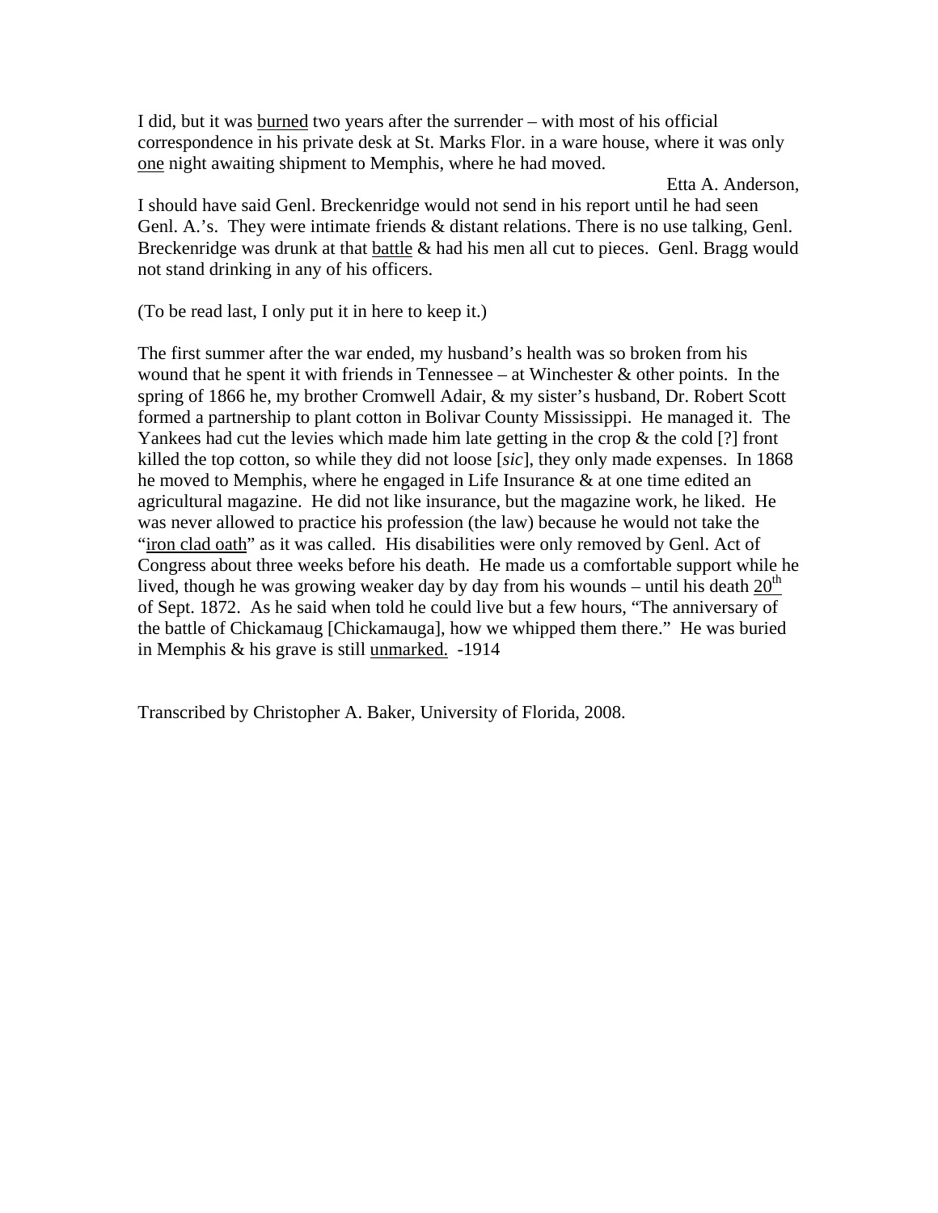I did, but it was <u>burned</u> two years after the surrender – with most of his official correspondence in his private desk at St. Marks Flor. in a ware house, where it was only <u>one</u> night awaiting shipment to Memphis, where he had moved.

Etta A. Anderson,

I should have said Genl. Breckenridge would not send in his report until he had seen Genl. A.'s. They were intimate friends & distant relations. There is no use talking, Genl. Breckenridge was drunk at that <u>battle</u> & had his men all cut to pieces. Genl. Bragg would not stand drinking in any of his officers.

(To be read last, I only put it in here to keep it.)

The first summer after the war ended, my husband's health was so broken from his wound that he spent it with friends in Tennessee – at Winchester & other points. In the spring of 1866 he, my brother Cromwell Adair, & my sister's husband, Dr. Robert Scott formed a partnership to plant cotton in Bolivar County Mississippi. He managed it. The Yankees had cut the levies which made him late getting in the crop & the cold [?] front killed the top cotton, so while they did not loose [*sic*], they only made expenses. In 1868 he moved to Memphis, where he engaged in Life Insurance & at one time edited an agricultural magazine. He did not like insurance, but the magazine work, he liked. He was never allowed to practice his profession (the law) because he would not take the "<u>iron clad oath</u>" as it was called. His disabilities were only removed by Genl. Act of Congress about three weeks before his death. He made us a comfortable support while he lived, though he was growing weaker day by day from his wounds – until his death <u>20th</u> of Sept. 1872. As he said when told he could live but a few hours, "The anniversary of the battle of Chickamaug [Chickamauga], how we whipped them there." He was buried in Memphis & his grave is still <u>unmarked.</u> -1914

Transcribed by Christopher A. Baker, University of Florida, 2008.